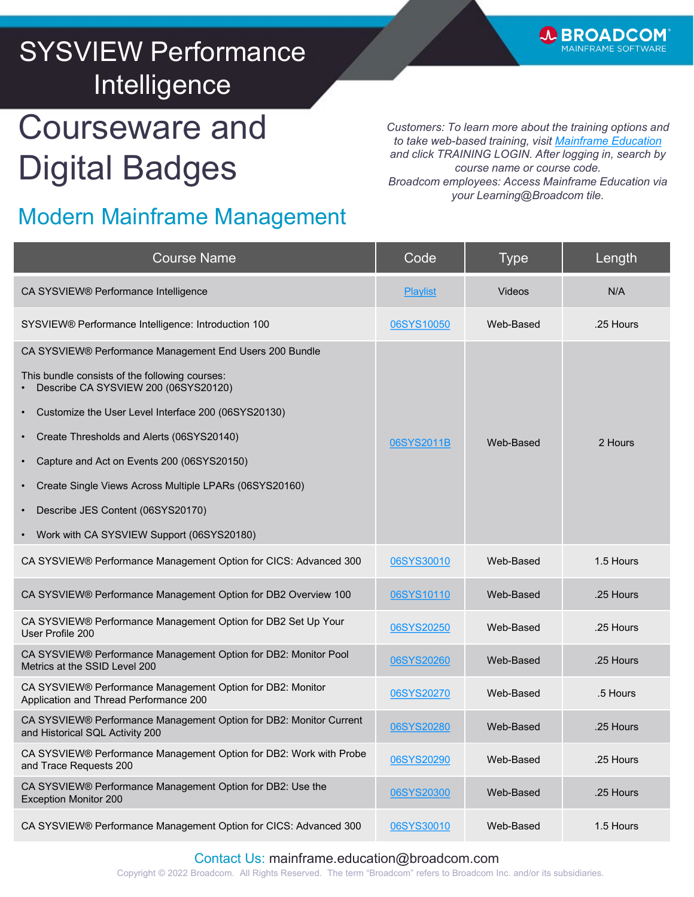# SYSVIEW Performance Intelligence

BROADCOM MAINFRAME SOFTWARE

# Courseware and Digital Badges

## Modern Mainframe Management

*Customers: To learn more about the training options and to take web-based training, visit Mainframe Education and click TRAINING LOGIN. After logging in, search by course name or course code.*
*Broadcom employees: Access Mainframe Education via your Learning@Broadcom tile.*

| Course Name | Code | Type | Length |
| --- | --- | --- | --- |
| CA SYSVIEW® Performance Intelligence | Playlist | Videos | N/A |
| SYSVIEW® Performance Intelligence: Introduction 100 | 06SYS10050 | Web-Based | .25 Hours |
| CA SYSVIEW® Performance Management End Users 200 Bundle<br><br>This bundle consists of the following courses:<br>• Describe CA SYSVIEW 200 (06SYS20120)<br>• Customize the User Level Interface 200 (06SYS20130)<br>• Create Thresholds and Alerts (06SYS20140)<br>• Capture and Act on Events 200 (06SYS20150)<br>• Create Single Views Across Multiple LPARs (06SYS20160)<br>• Describe JES Content (06SYS20170)<br>• Work with CA SYSVIEW Support (06SYS20180) | 06SYS2011B | Web-Based | 2 Hours |
| CA SYSVIEW® Performance Management Option for CICS: Advanced 300 | 06SYS30010 | Web-Based | 1.5 Hours |
| CA SYSVIEW® Performance Management Option for DB2 Overview 100 | 06SYS10110 | Web-Based | .25 Hours |
| CA SYSVIEW® Performance Management Option for DB2 Set Up Your User Profile 200 | 06SYS20250 | Web-Based | .25 Hours |
| CA SYSVIEW® Performance Management Option for DB2: Monitor Pool Metrics at the SSID Level 200 | 06SYS20260 | Web-Based | .25 Hours |
| CA SYSVIEW® Performance Management Option for DB2: Monitor Application and Thread Performance 200 | 06SYS20270 | Web-Based | .5 Hours |
| CA SYSVIEW® Performance Management Option for DB2: Monitor Current and Historical SQL Activity 200 | 06SYS20280 | Web-Based | .25 Hours |
| CA SYSVIEW® Performance Management Option for DB2: Work with Probe and Trace Requests 200 | 06SYS20290 | Web-Based | .25 Hours |
| CA SYSVIEW® Performance Management Option for DB2: Use the Exception Monitor 200 | 06SYS20300 | Web-Based | .25 Hours |
| CA SYSVIEW® Performance Management Option for CICS: Advanced 300 | 06SYS30010 | Web-Based | 1.5 Hours |

Contact Us: mainframe.education@broadcom.com

Copyright © 2022 Broadcom. All Rights Reserved. The term "Broadcom" refers to Broadcom Inc. and/or its subsidiaries.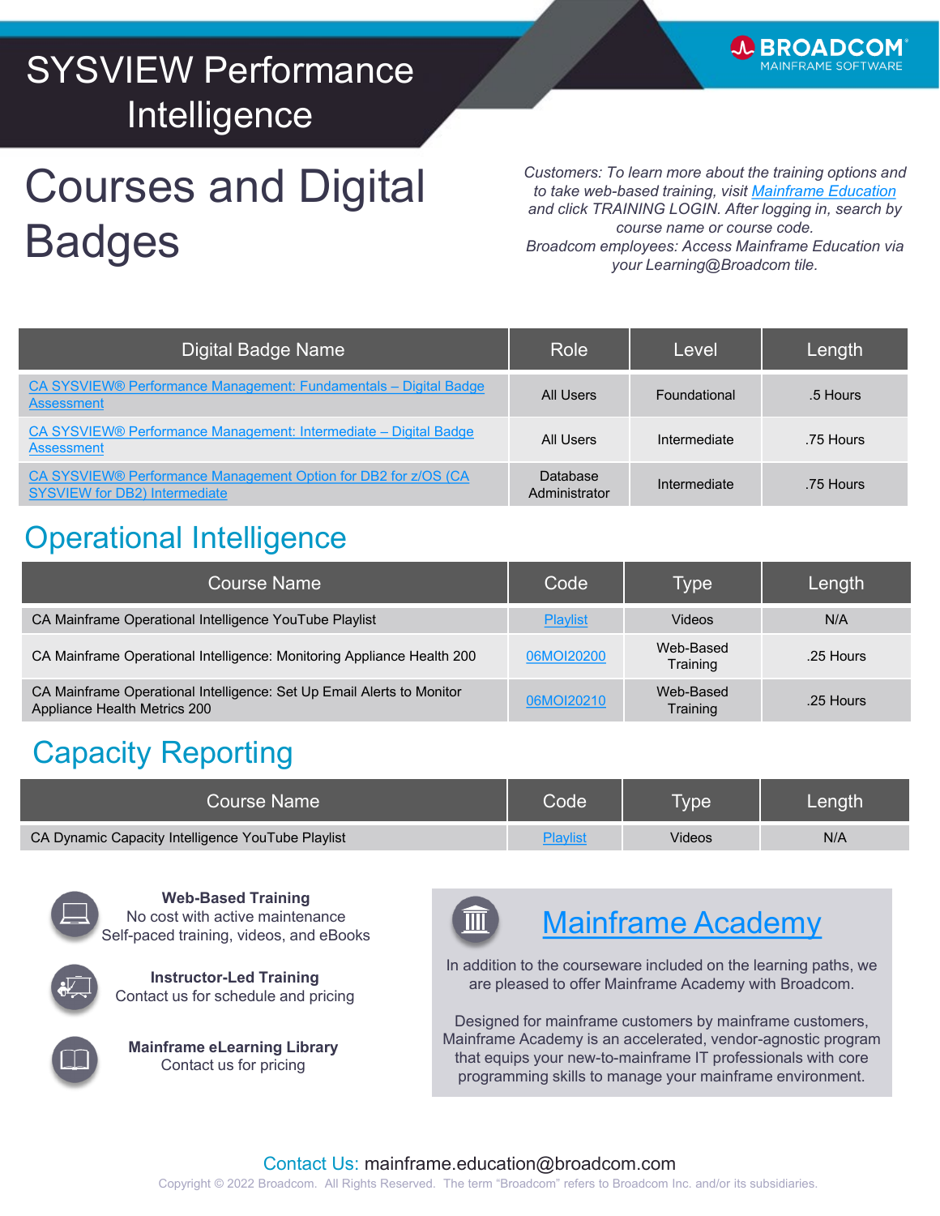# SYSVIEW Performance Intelligence

BROADCOM
MAINFRAME SOFTWARE

# Courses and Digital Badges

*Customers: To learn more about the training options and to take web-based training, visit Mainframe Education and click TRAINING LOGIN. After logging in, search by course name or course code.*
*Broadcom employees: Access Mainframe Education via your Learning@Broadcom tile.*

| Digital Badge Name | Role | Level | Length |
|---|---|---|---|
| CA SYSVIEW® Performance Management: Fundamentals – Digital Badge Assessment | All Users | Foundational | .5 Hours |
| CA SYSVIEW® Performance Management: Intermediate – Digital Badge Assessment | All Users | Intermediate | .75 Hours |
| CA SYSVIEW® Performance Management Option for DB2 for z/OS (CA SYSVIEW for DB2) Intermediate | Database Administrator | Intermediate | .75 Hours |

## Operational Intelligence

| Course Name | Code | Type | Length |
|---|---|---|---|
| CA Mainframe Operational Intelligence YouTube Playlist | Playlist | Videos | N/A |
| CA Mainframe Operational Intelligence: Monitoring Appliance Health 200 | 06MOI20200 | Web-Based Training | .25 Hours |
| CA Mainframe Operational Intelligence: Set Up Email Alerts to Monitor Appliance Health Metrics 200 | 06MOI20210 | Web-Based Training | .25 Hours |

## Capacity Reporting

| Course Name | Code | Type | Length |
|---|---|---|---|
| CA Dynamic Capacity Intelligence YouTube Playlist | Playlist | Videos | N/A |

**Web-Based Training**
No cost with active maintenance
Self-paced training, videos, and eBooks

**Instructor-Led Training**
Contact us for schedule and pricing

**Mainframe eLearning Library**
Contact us for pricing

## Mainframe Academy

In addition to the courseware included on the learning paths, we are pleased to offer Mainframe Academy with Broadcom.

Designed for mainframe customers by mainframe customers, Mainframe Academy is an accelerated, vendor-agnostic program that equips your new-to-mainframe IT professionals with core programming skills to manage your mainframe environment.

Contact Us: mainframe.education@broadcom.com

Copyright © 2022 Broadcom. All Rights Reserved. The term "Broadcom" refers to Broadcom Inc. and/or its subsidiaries.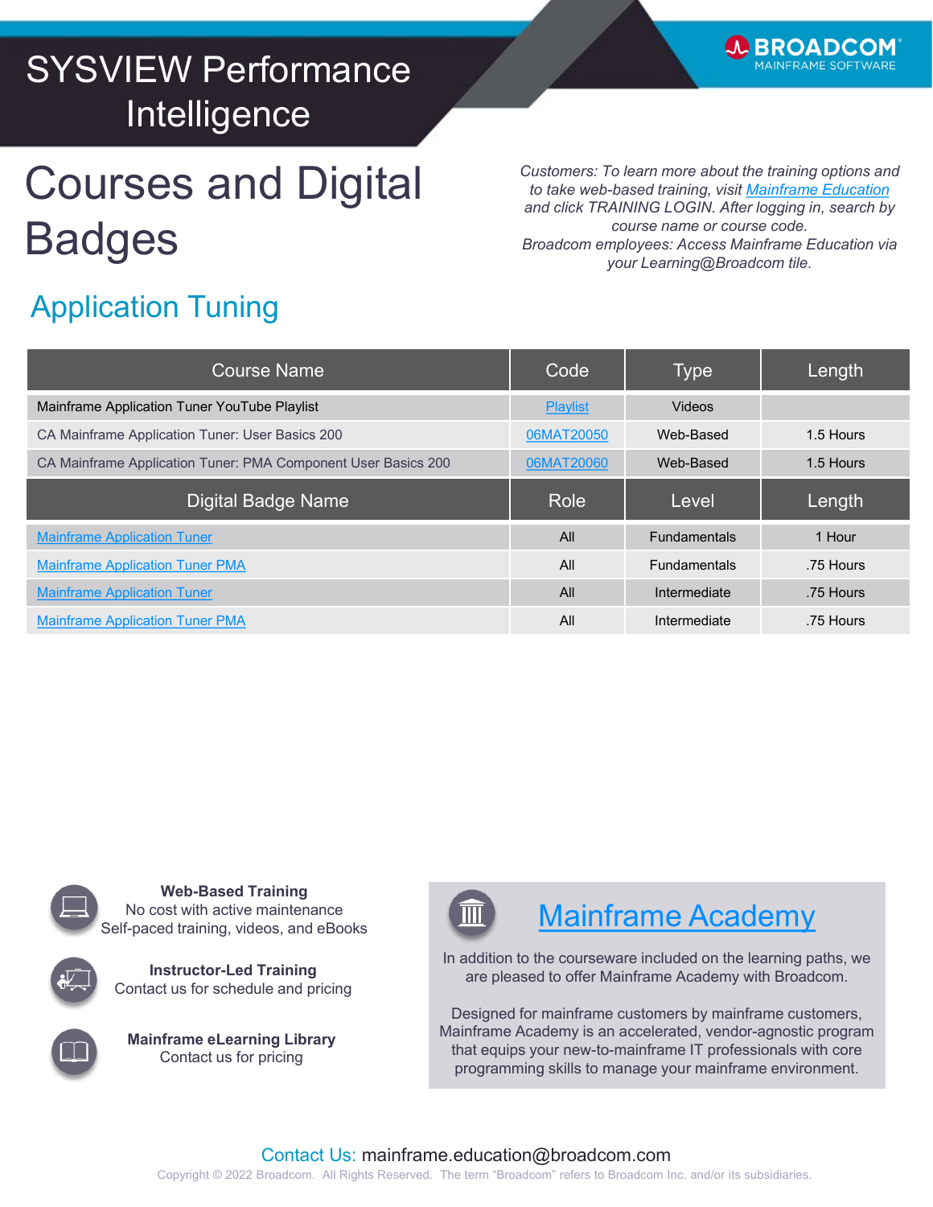# SYSVIEW Performance Intelligence

BROADCOM
MAINFRAME SOFTWARE

# Courses and Digital Badges

*Customers: To learn more about the training options and to take web-based training, visit [Mainframe Education] and click TRAINING LOGIN. After logging in, search by course name or course code.*
*Broadcom employees: Access Mainframe Education via your Learning@Broadcom tile.*

## Application Tuning

| Course Name | Code | Type | Length |
|---|---|---|---|
| Mainframe Application Tuner YouTube Playlist | Playlist | Videos | |
| CA Mainframe Application Tuner: User Basics 200 | 06MAT20050 | Web-Based | 1.5 Hours |
| CA Mainframe Application Tuner: PMA Component User Basics 200 | 06MAT20060 | Web-Based | 1.5 Hours |
| **Digital Badge Name** | **Role** | **Level** | **Length** |
| Mainframe Application Tuner | All | Fundamentals | 1 Hour |
| Mainframe Application Tuner PMA | All | Fundamentals | .75 Hours |
| Mainframe Application Tuner | All | Intermediate | .75 Hours |
| Mainframe Application Tuner PMA | All | Intermediate | .75 Hours |

**Web-Based Training**
No cost with active maintenance
Self-paced training, videos, and eBooks

**Instructor-Led Training**
Contact us for schedule and pricing

**Mainframe eLearning Library**
Contact us for pricing

## Mainframe Academy

In addition to the courseware included on the learning paths, we are pleased to offer Mainframe Academy with Broadcom.

Designed for mainframe customers by mainframe customers, Mainframe Academy is an accelerated, vendor-agnostic program that equips your new-to-mainframe IT professionals with core programming skills to manage your mainframe environment.

Contact Us: mainframe.education@broadcom.com

Copyright © 2022 Broadcom. All Rights Reserved. The term "Broadcom" refers to Broadcom Inc. and/or its subsidiaries.